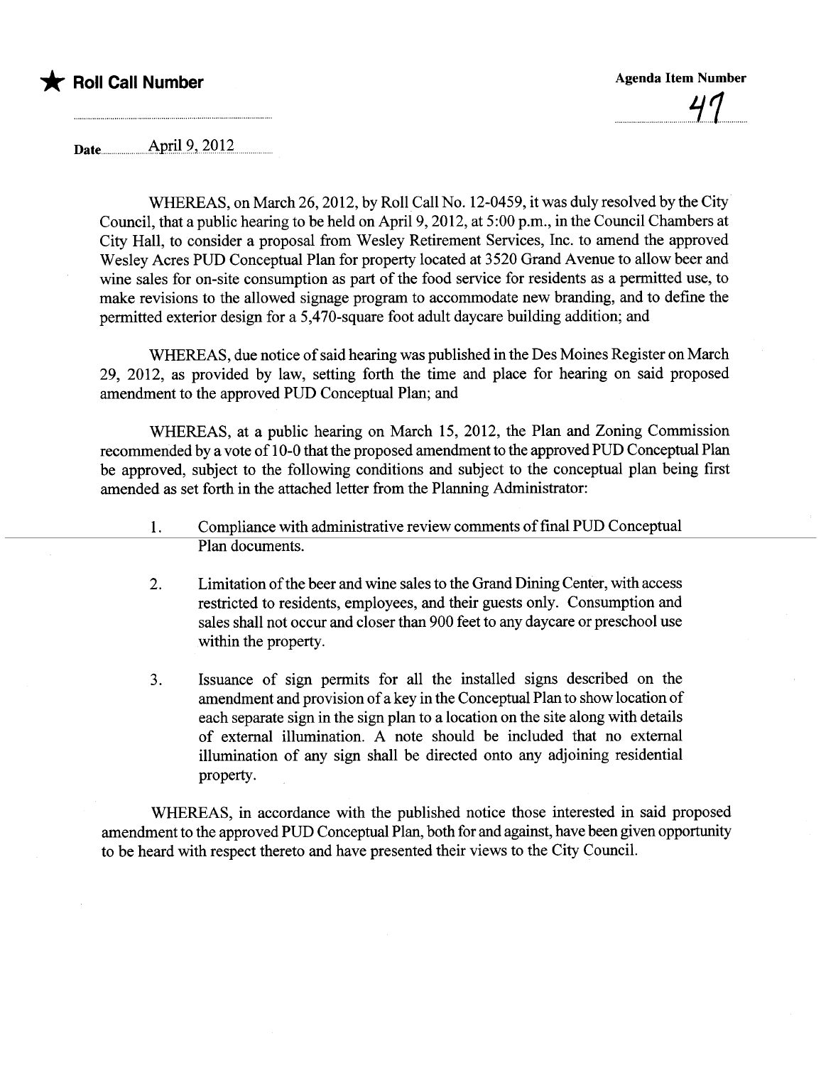★ **Roll Call Number**

**Agenda Item Number**

47

Date April 9, 2012

WHEREAS, on March 26, 2012, by Roll Call No. 12-0459, it was duly resolved by the City Council, that a public hearing to be held on April 9, 2012, at 5:00 p.m., in the Council Chambers at City Hall, to consider a proposal from Wesley Retirement Services, Inc. to amend the approved Wesley Acres PUD Conceptual Plan for property located at 3520 Grand Avenue to allow beer and wine sales for on-site consumption as part of the food service for residents as a permitted use, to make revisions to the allowed signage program to accommodate new branding, and to define the permitted exterior design for a 5,470-square foot adult daycare building addition; and

WHEREAS, due notice of said hearing was published in the Des Moines Register on March 29, 2012, as provided by law, setting forth the time and place for hearing on said proposed amendment to the approved PUD Conceptual Plan; and

WHEREAS, at a public hearing on March 15, 2012, the Plan and Zoning Commission recommended by a vote of 10-0 that the proposed amendment to the approved PUD Conceptual Plan be approved, subject to the following conditions and subject to the conceptual plan being first amended as set forth in the attached letter from the Planning Administrator:

1. Compliance with administrative review comments of final PUD Conceptual Plan documents.
2. Limitation of the beer and wine sales to the Grand Dining Center, with access restricted to residents, employees, and their guests only. Consumption and sales shall not occur and closer than 900 feet to any daycare or preschool use within the property.
3. Issuance of sign permits for all the installed signs described on the amendment and provision of a key in the Conceptual Plan to show location of each separate sign in the sign plan to a location on the site along with details of external illumination. A note should be included that no external illumination of any sign shall be directed onto any adjoining residential property.

WHEREAS, in accordance with the published notice those interested in said proposed amendment to the approved PUD Conceptual Plan, both for and against, have been given opportunity to be heard with respect thereto and have presented their views to the City Council.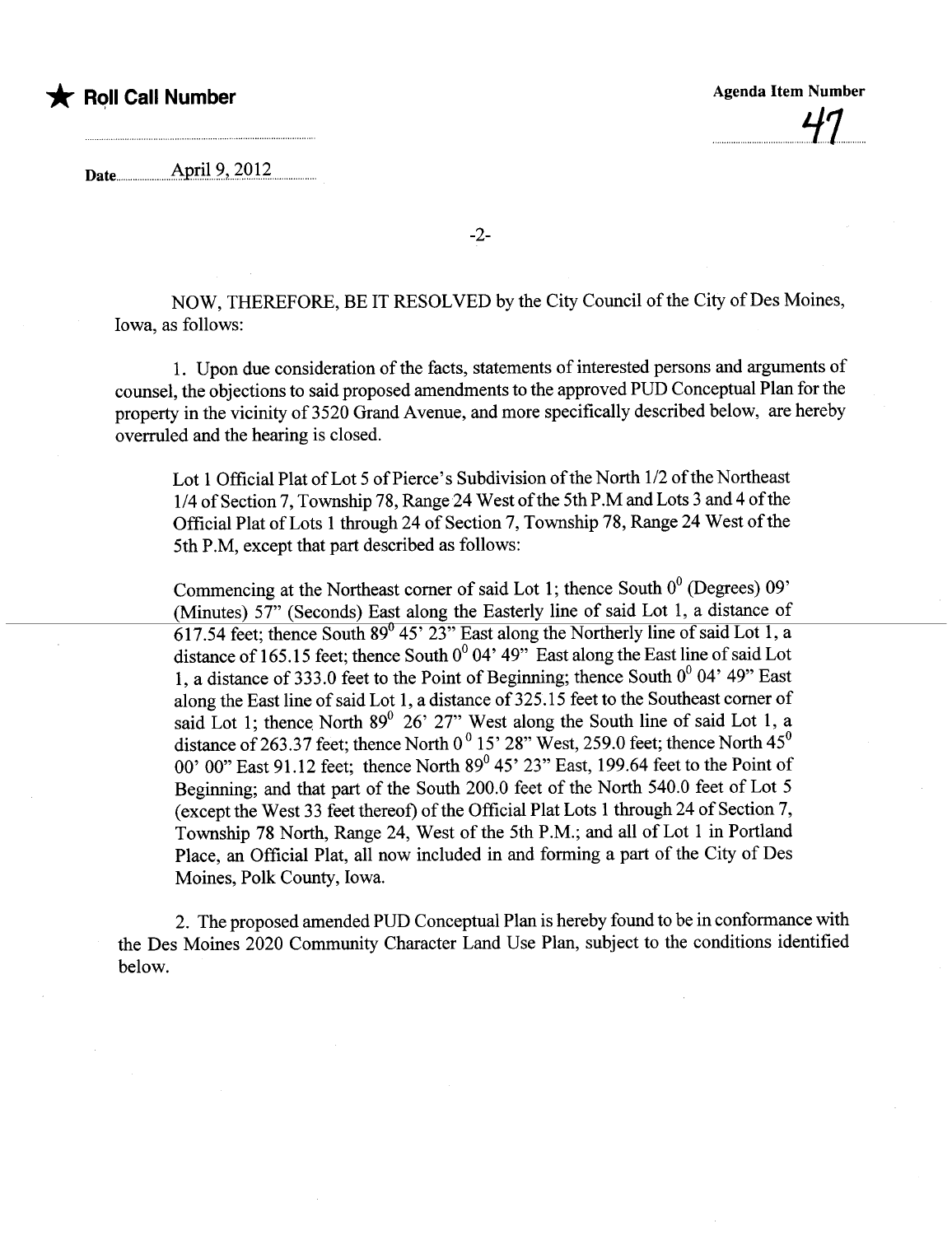★ Roll Call Number

Agenda Item Number 47

Date April 9, 2012

NOW, THEREFORE, BE IT RESOLVED by the City Council of the City of Des Moines, Iowa, as follows:

1. Upon due consideration of the facts, statements of interested persons and arguments of counsel, the objections to said proposed amendments to the approved PUD Conceptual Plan for the property in the vicinity of 3520 Grand Avenue, and more specifically described below, are hereby overruled and the hearing is closed.

> Lot 1 Official Plat of Lot 5 of Pierce's Subdivision of the North 1/2 of the Northeast 1/4 of Section 7, Township 78, Range 24 West of the 5th P.M and Lots 3 and 4 of the Official Plat of Lots 1 through 24 of Section 7, Township 78, Range 24 West of the 5th P.M, except that part described as follows:
>
> Commencing at the Northeast corner of said Lot 1; thence South 0° (Degrees) 09' (Minutes) 57" (Seconds) East along the Easterly line of said Lot 1, a distance of 617.54 feet; thence South 89° 45' 23" East along the Northerly line of said Lot 1, a distance of 165.15 feet; thence South 0° 04' 49" East along the East line of said Lot 1, a distance of 333.0 feet to the Point of Beginning; thence South 0° 04' 49" East along the East line of said Lot 1, a distance of 325.15 feet to the Southeast corner of said Lot 1; thence North 89° 26' 27" West along the South line of said Lot 1, a distance of 263.37 feet; thence North 0° 15' 28" West, 259.0 feet; thence North 45° 00' 00" East 91.12 feet; thence North 89° 45' 23" East, 199.64 feet to the Point of Beginning; and that part of the South 200.0 feet of the North 540.0 feet of Lot 5 (except the West 33 feet thereof) of the Official Plat Lots 1 through 24 of Section 7, Township 78 North, Range 24, West of the 5th P.M.; and all of Lot 1 in Portland Place, an Official Plat, all now included in and forming a part of the City of Des Moines, Polk County, Iowa.

2. The proposed amended PUD Conceptual Plan is hereby found to be in conformance with the Des Moines 2020 Community Character Land Use Plan, subject to the conditions identified below.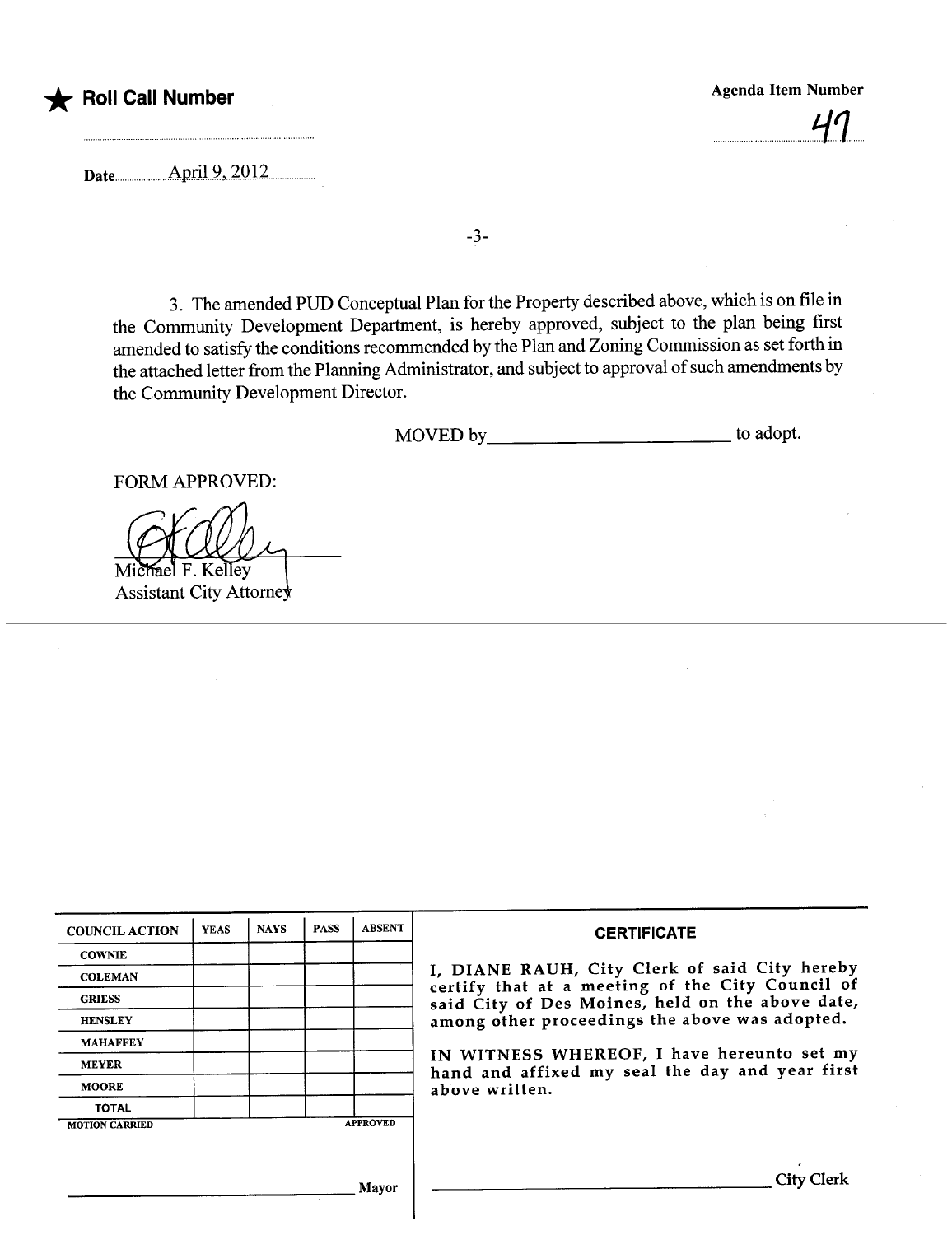★ **Roll Call Number**

Agenda Item Number

47

Date April 9, 2012

3. The amended PUD Conceptual Plan for the Property described above, which is on file in the Community Development Department, is hereby approved, subject to the plan being first amended to satisfy the conditions recommended by the Plan and Zoning Commission as set forth in the attached letter from the Planning Administrator, and subject to approval of such amendments by the Community Development Director.

MOVED by________________________ to adopt.

FORM APPROVED:

Michael F. Kelley
Assistant City Attorney

| COUNCIL ACTION | YEAS | NAYS | PASS | ABSENT |
|---|---|---|---|---|
| COWNIE | | | | |
| COLEMAN | | | | |
| GRIESS | | | | |
| HENSLEY | | | | |
| MAHAFFEY | | | | |
| MEYER | | | | |
| MOORE | | | | |
| TOTAL | | | | |
| MOTION CARRIED | | | | APPROVED |

________________________ Mayor

**CERTIFICATE**

I, DIANE RAUH, City Clerk of said City hereby certify that at a meeting of the City Council of said City of Des Moines, held on the above date, among other proceedings the above was adopted.

IN WITNESS WHEREOF, I have hereunto set my hand and affixed my seal the day and year first above written.

________________________ City Clerk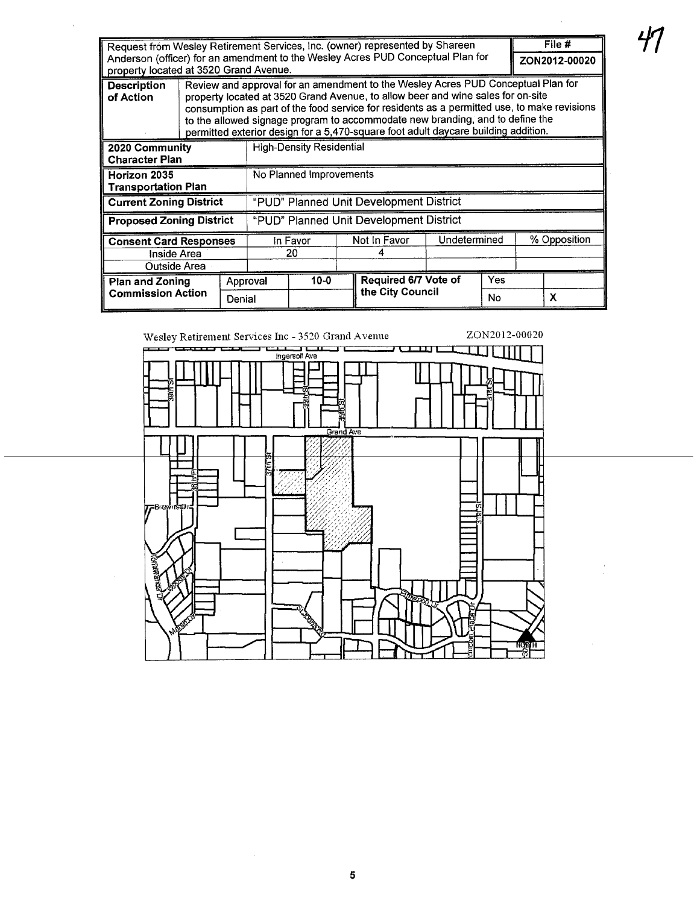| Request from Wesley Retirement Services, Inc. (owner) represented by Shareen Anderson (officer) for an amendment to the Wesley Acres PUD Conceptual Plan for property located at 3520 Grand Avenue. | | | | | | File # ZON2012-00020 |
|---|---|---|---|---|---|---|
| **Description of Action** | Review and approval for an amendment to the Wesley Acres PUD Conceptual Plan for property located at 3520 Grand Avenue, to allow beer and wine sales for on-site consumption as part of the food service for residents as a permitted use, to make revisions to the allowed signage program to accommodate new branding, and to define the permitted exterior design for a 5,470-square foot adult daycare building addition. | | | | | |
| **2020 Community Character Plan** | High-Density Residential | | | | | |
| **Horizon 2035 Transportation Plan** | No Planned Improvements | | | | | |
| **Current Zoning District** | "PUD" Planned Unit Development District | | | | | |
| **Proposed Zoning District** | "PUD" Planned Unit Development District | | | | | |
| **Consent Card Responses** | | In Favor | Not In Favor | Undetermined | | % Opposition |
| Inside Area | | 20 | 4 | | | |
| Outside Area | | | | | | |
| **Plan and Zoning Commission Action** | Approval | 10-0 | **Required 6/7 Vote of the City Council** | Yes | | |
| | Denial | | | No | | X |

Wesley Retirement Services Inc - 3520 Grand Avenue ZON2012-00020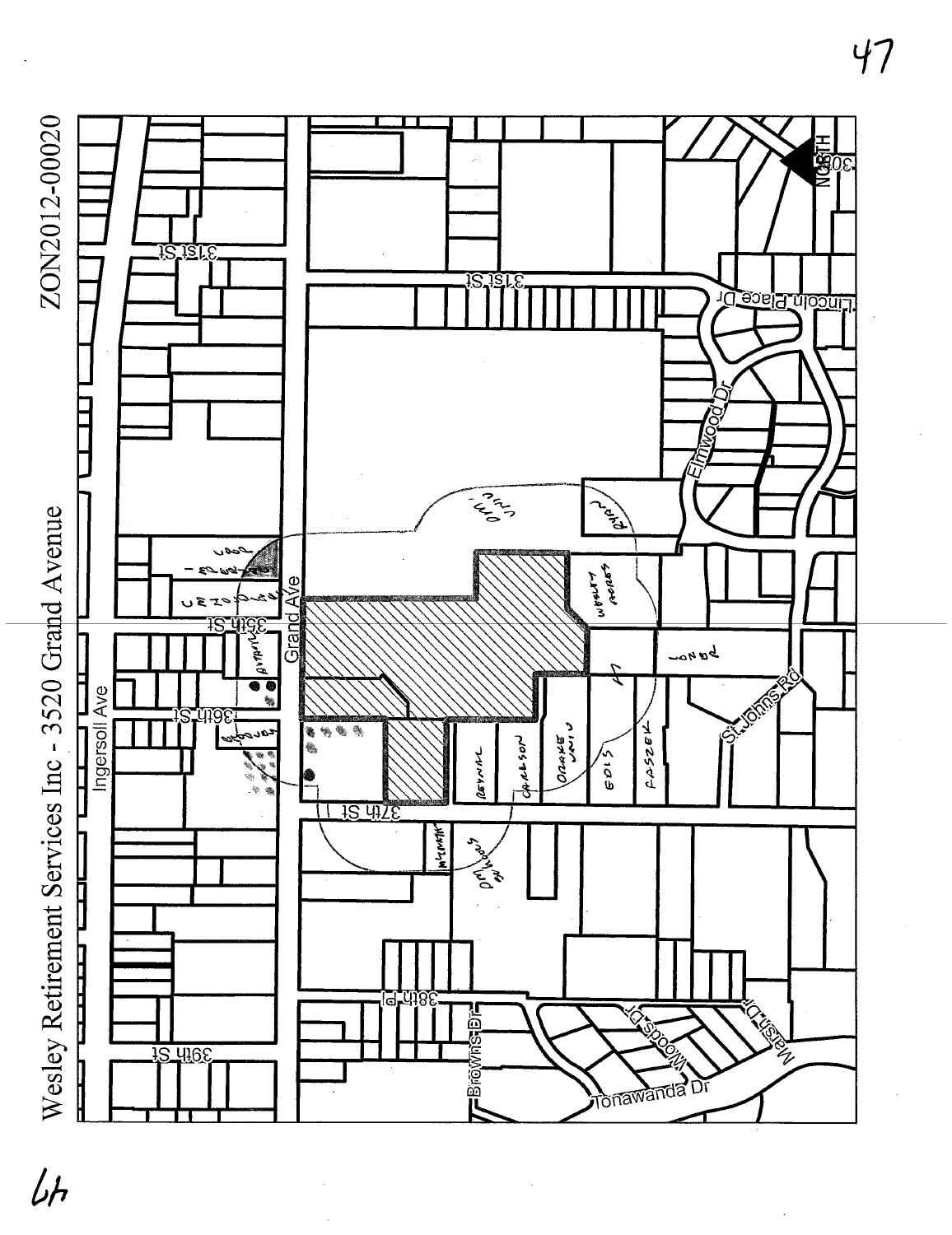# Wesley Retirement Services Inc - 3520 Grand Avenue

ZON2012-00020

NORTH

Ingersoll Ave

Grand AVe

31st St

31st St

35th St

36th St

37th St

38th Pl

39th St

Lincoln Place Dr

Elmwood Dr

St Johns Rd

Brown's Dr

Woods Dr

Marsh Dr

Tonawanda Dr

30th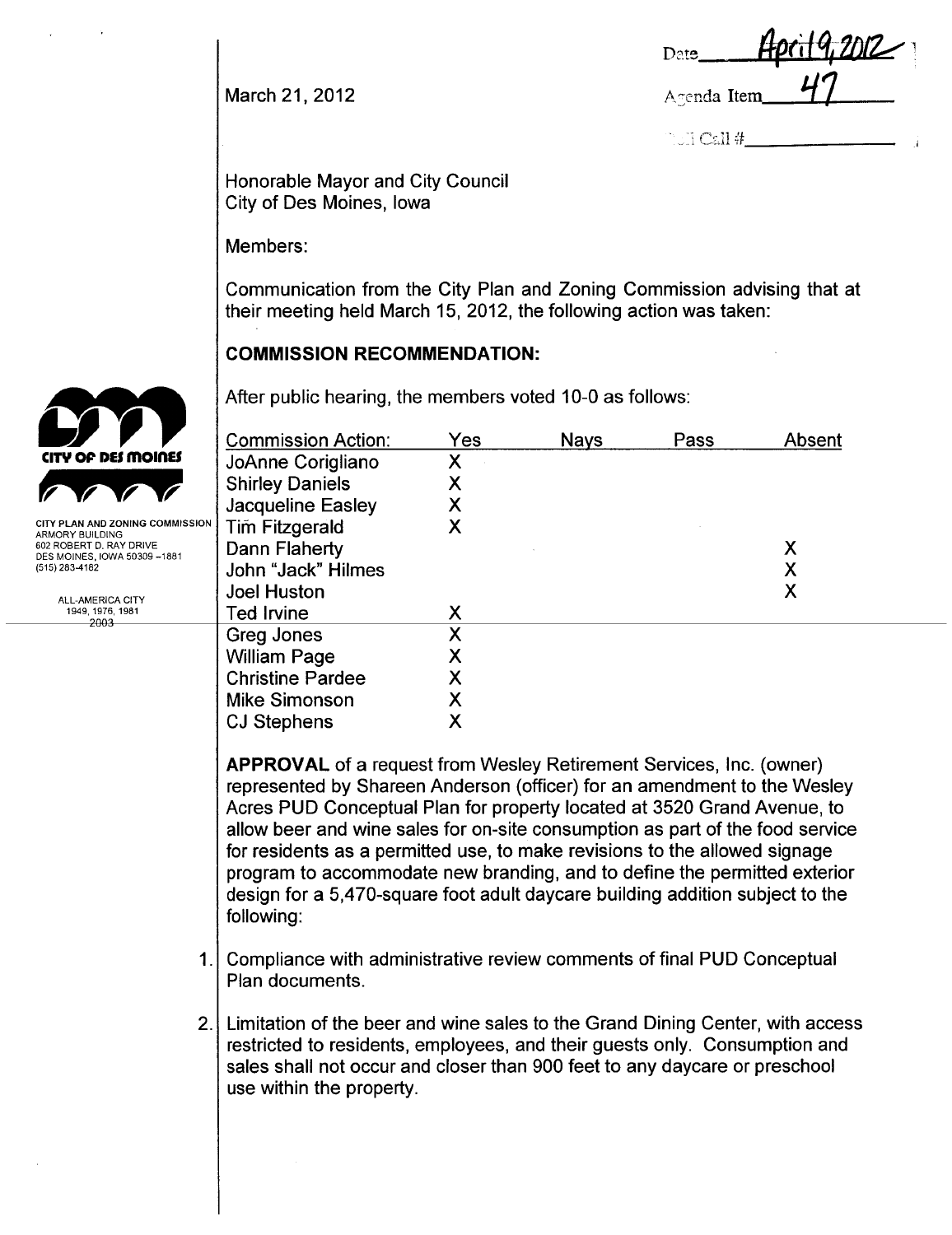Date April 9, 2012

Agenda Item 47

Roll Call #\_\_\_\_\_\_\_\_\_\_

March 21, 2012

CITY OF DES MOINES

CITY PLAN AND ZONING COMMISSION
ARMORY BUILDING
602 ROBERT D. RAY DRIVE
DES MOINES, IOWA 50309-1881
(515) 283-4182

ALL-AMERICA CITY
1949, 1976, 1981
2003

Honorable Mayor and City Council
City of Des Moines, Iowa

Members:

Communication from the City Plan and Zoning Commission advising that at their meeting held March 15, 2012, the following action was taken:

**COMMISSION RECOMMENDATION:**

After public hearing, the members voted 10-0 as follows:

| Commission Action: | Yes | Nays | Pass | Absent |
|---|---|---|---|---|
| JoAnne Corigliano | X | | | |
| Shirley Daniels | X | | | |
| Jacqueline Easley | X | | | |
| Tim Fitzgerald | X | | | |
| Dann Flaherty | | | | X |
| John "Jack" Hilmes | | | | X |
| Joel Huston | | | | X |
| Ted Irvine | X | | | |
| Greg Jones | X | | | |
| William Page | X | | | |
| Christine Pardee | X | | | |
| Mike Simonson | X | | | |
| CJ Stephens | X | | | |

**APPROVAL** of a request from Wesley Retirement Services, Inc. (owner) represented by Shareen Anderson (officer) for an amendment to the Wesley Acres PUD Conceptual Plan for property located at 3520 Grand Avenue, to allow beer and wine sales for on-site consumption as part of the food service for residents as a permitted use, to make revisions to the allowed signage program to accommodate new branding, and to define the permitted exterior design for a 5,470-square foot adult daycare building addition subject to the following:

1. Compliance with administrative review comments of final PUD Conceptual Plan documents.
2. Limitation of the beer and wine sales to the Grand Dining Center, with access restricted to residents, employees, and their guests only. Consumption and sales shall not occur and closer than 900 feet to any daycare or preschool use within the property.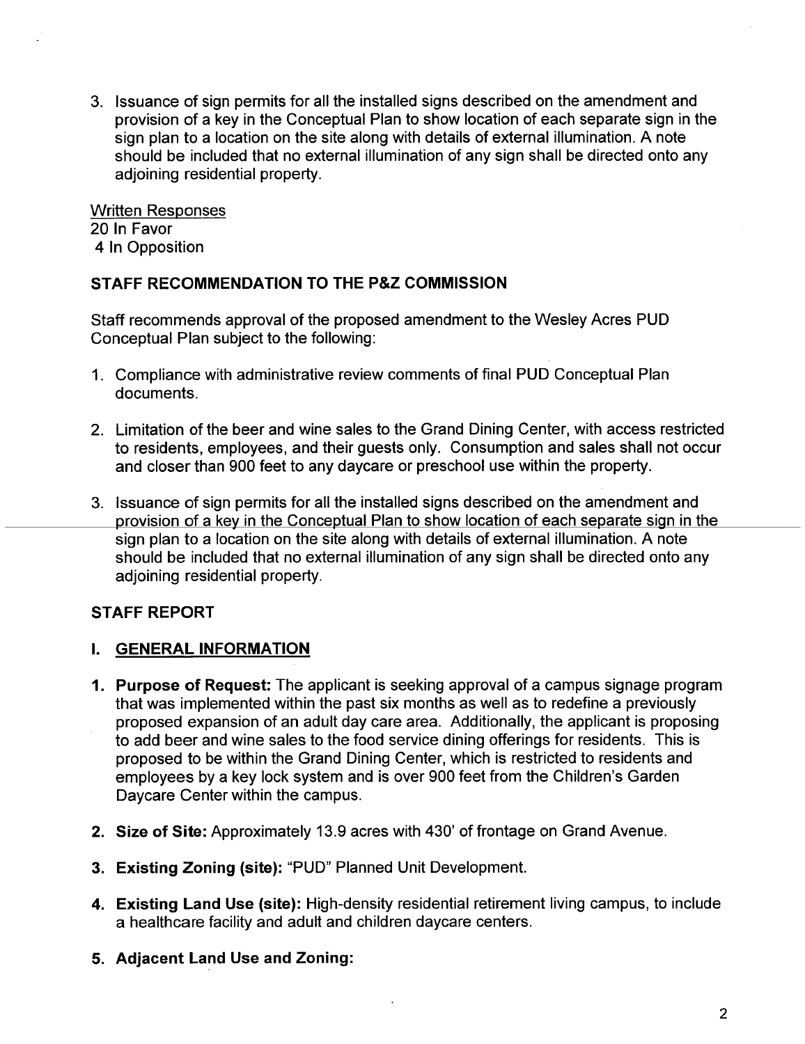3. Issuance of sign permits for all the installed signs described on the amendment and provision of a key in the Conceptual Plan to show location of each separate sign in the sign plan to a location on the site along with details of external illumination. A note should be included that no external illumination of any sign shall be directed onto any adjoining residential property.

Written Responses
20 In Favor
4 In Opposition

**STAFF RECOMMENDATION TO THE P&Z COMMISSION**

Staff recommends approval of the proposed amendment to the Wesley Acres PUD Conceptual Plan subject to the following:

1. Compliance with administrative review comments of final PUD Conceptual Plan documents.

2. Limitation of the beer and wine sales to the Grand Dining Center, with access restricted to residents, employees, and their guests only. Consumption and sales shall not occur and closer than 900 feet to any daycare or preschool use within the property.

3. Issuance of sign permits for all the installed signs described on the amendment and provision of a key in the Conceptual Plan to show location of each separate sign in the sign plan to a location on the site along with details of external illumination. A note should be included that no external illumination of any sign shall be directed onto any adjoining residential property.

**STAFF REPORT**

**I. GENERAL INFORMATION**

1. **Purpose of Request:** The applicant is seeking approval of a campus signage program that was implemented within the past six months as well as to redefine a previously proposed expansion of an adult day care area. Additionally, the applicant is proposing to add beer and wine sales to the food service dining offerings for residents. This is proposed to be within the Grand Dining Center, which is restricted to residents and employees by a key lock system and is over 900 feet from the Children's Garden Daycare Center within the campus.

2. **Size of Site:** Approximately 13.9 acres with 430' of frontage on Grand Avenue.

3. **Existing Zoning (site):** "PUD" Planned Unit Development.

4. **Existing Land Use (site):** High-density residential retirement living campus, to include a healthcare facility and adult and children daycare centers.

5. **Adjacent Land Use and Zoning:**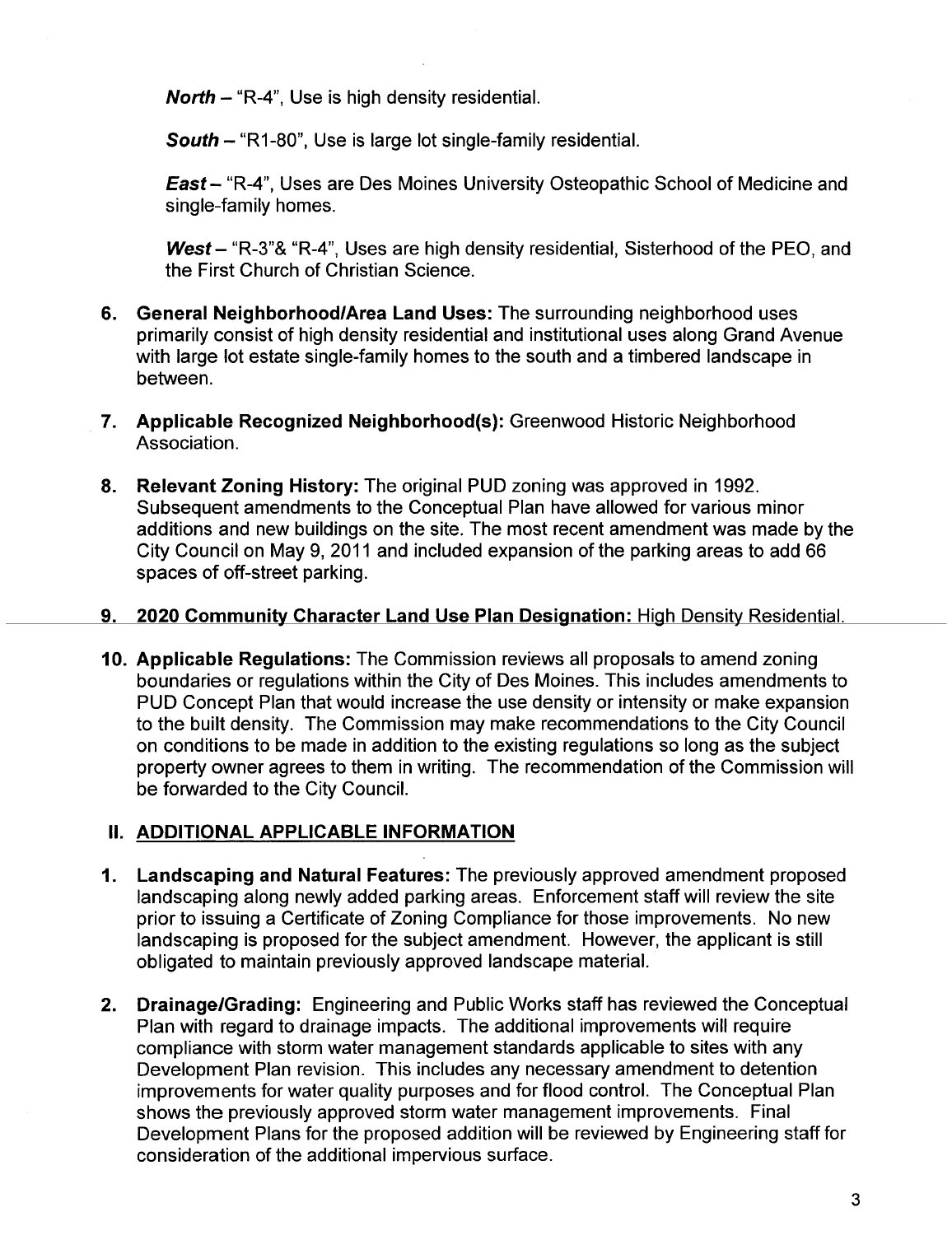***North*** – "R-4", Use is high density residential.

***South*** – "R1-80", Use is large lot single-family residential.

***East*** – "R-4", Uses are Des Moines University Osteopathic School of Medicine and single-family homes.

***West*** – "R-3"& "R-4", Uses are high density residential, Sisterhood of the PEO, and the First Church of Christian Science.

6. **General Neighborhood/Area Land Uses:** The surrounding neighborhood uses primarily consist of high density residential and institutional uses along Grand Avenue with large lot estate single-family homes to the south and a timbered landscape in between.

7. **Applicable Recognized Neighborhood(s):** Greenwood Historic Neighborhood Association.

8. **Relevant Zoning History:** The original PUD zoning was approved in 1992. Subsequent amendments to the Conceptual Plan have allowed for various minor additions and new buildings on the site. The most recent amendment was made by the City Council on May 9, 2011 and included expansion of the parking areas to add 66 spaces of off-street parking.

9. **2020 Community Character Land Use Plan Designation:** High Density Residential.

10. **Applicable Regulations:** The Commission reviews all proposals to amend zoning boundaries or regulations within the City of Des Moines. This includes amendments to PUD Concept Plan that would increase the use density or intensity or make expansion to the built density. The Commission may make recommendations to the City Council on conditions to be made in addition to the existing regulations so long as the subject property owner agrees to them in writing. The recommendation of the Commission will be forwarded to the City Council.

## II. ADDITIONAL APPLICABLE INFORMATION

1. **Landscaping and Natural Features:** The previously approved amendment proposed landscaping along newly added parking areas. Enforcement staff will review the site prior to issuing a Certificate of Zoning Compliance for those improvements. No new landscaping is proposed for the subject amendment. However, the applicant is still obligated to maintain previously approved landscape material.

2. **Drainage/Grading:** Engineering and Public Works staff has reviewed the Conceptual Plan with regard to drainage impacts. The additional improvements will require compliance with storm water management standards applicable to sites with any Development Plan revision. This includes any necessary amendment to detention improvements for water quality purposes and for flood control. The Conceptual Plan shows the previously approved storm water management improvements. Final Development Plans for the proposed addition will be reviewed by Engineering staff for consideration of the additional impervious surface.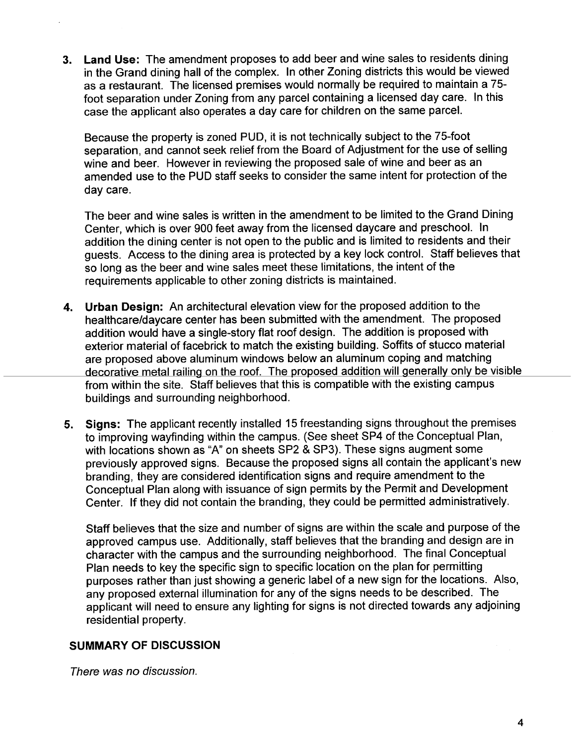3. **Land Use:** The amendment proposes to add beer and wine sales to residents dining in the Grand dining hall of the complex. In other Zoning districts this would be viewed as a restaurant. The licensed premises would normally be required to maintain a 75-foot separation under Zoning from any parcel containing a licensed day care. In this case the applicant also operates a day care for children on the same parcel.

   Because the property is zoned PUD, it is not technically subject to the 75-foot separation, and cannot seek relief from the Board of Adjustment for the use of selling wine and beer. However in reviewing the proposed sale of wine and beer as an amended use to the PUD staff seeks to consider the same intent for protection of the day care.

   The beer and wine sales is written in the amendment to be limited to the Grand Dining Center, which is over 900 feet away from the licensed daycare and preschool. In addition the dining center is not open to the public and is limited to residents and their guests. Access to the dining area is protected by a key lock control. Staff believes that so long as the beer and wine sales meet these limitations, the intent of the requirements applicable to other zoning districts is maintained.

4. **Urban Design:** An architectural elevation view for the proposed addition to the healthcare/daycare center has been submitted with the amendment. The proposed addition would have a single-story flat roof design. The addition is proposed with exterior material of facebrick to match the existing building. Soffits of stucco material are proposed above aluminum windows below an aluminum coping and matching decorative metal railing on the roof. The proposed addition will generally only be visible from within the site. Staff believes that this is compatible with the existing campus buildings and surrounding neighborhood.

5. **Signs:** The applicant recently installed 15 freestanding signs throughout the premises to improving wayfinding within the campus. (See sheet SP4 of the Conceptual Plan, with locations shown as "A" on sheets SP2 & SP3). These signs augment some previously approved signs. Because the proposed signs all contain the applicant's new branding, they are considered identification signs and require amendment to the Conceptual Plan along with issuance of sign permits by the Permit and Development Center. If they did not contain the branding, they could be permitted administratively.

   Staff believes that the size and number of signs are within the scale and purpose of the approved campus use. Additionally, staff believes that the branding and design are in character with the campus and the surrounding neighborhood. The final Conceptual Plan needs to key the specific sign to specific location on the plan for permitting purposes rather than just showing a generic label of a new sign for the locations. Also, any proposed external illumination for any of the signs needs to be described. The applicant will need to ensure any lighting for signs is not directed towards any adjoining residential property.

## SUMMARY OF DISCUSSION

*There was no discussion.*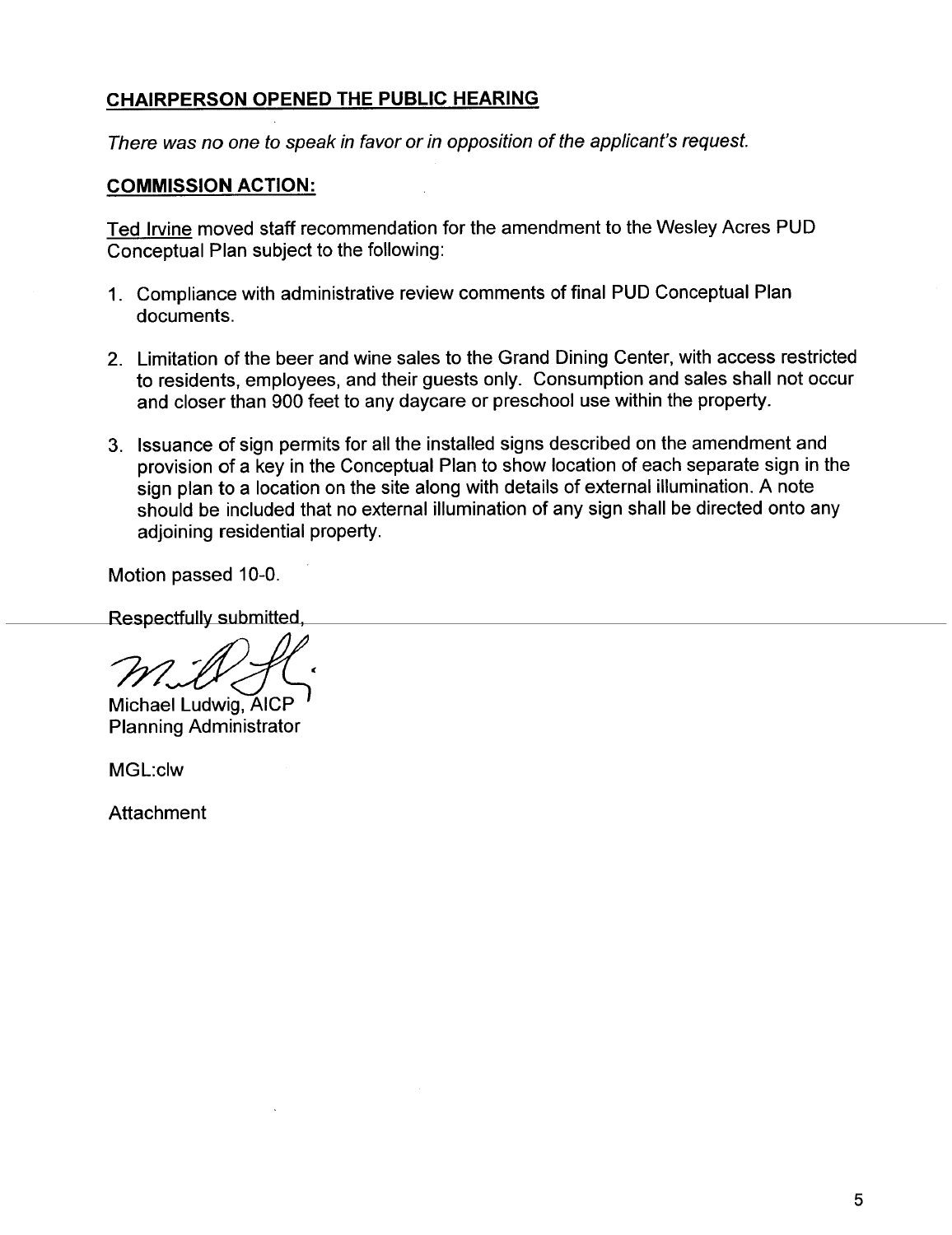## CHAIRPERSON OPENED THE PUBLIC HEARING

*There was no one to speak in favor or in opposition of the applicant's request.*

## COMMISSION ACTION:

Ted Irvine moved staff recommendation for the amendment to the Wesley Acres PUD Conceptual Plan subject to the following:

1. Compliance with administrative review comments of final PUD Conceptual Plan documents.

2. Limitation of the beer and wine sales to the Grand Dining Center, with access restricted to residents, employees, and their guests only. Consumption and sales shall not occur and closer than 900 feet to any daycare or preschool use within the property.

3. Issuance of sign permits for all the installed signs described on the amendment and provision of a key in the Conceptual Plan to show location of each separate sign in the sign plan to a location on the site along with details of external illumination. A note should be included that no external illumination of any sign shall be directed onto any adjoining residential property.

Motion passed 10-0.

Respectfully submitted,

Michael Ludwig, AICP
Planning Administrator

MGL:clw

Attachment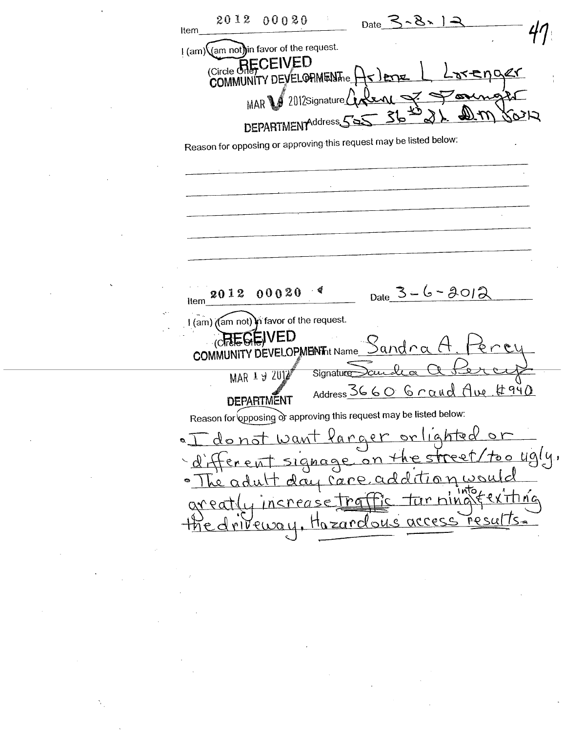Item 2012 00020 Date 3-8-12

47

I (am) (am not) in favor of the request.

(Circle One)

**RECEIVED**
**COMMUNITY DEVELOPMENT**
MAR 19 2012
**DEPARTMENT**

Print Name Arlene L Lorenger

Signature Arlene L Lorenger

Address 505 36th St. Des Moines 50312

Reason for opposing or approving this request may be listed below:

---

Item 2012 00020 Date 3-6-2012

I (am) (am not) in favor of the request.

(Circle One)

**RECEIVED**
**COMMUNITY DEVELOPMENT**
MAR 19 2012
**DEPARTMENT**

Print Name Sandra A. Percy

Signature Sandra A Percy

Address 3660 Grand Ave. #940

Reason for opposing or approving this request may be listed below:

- I do not want larger or lighted or different signage on the street/too ugly.
- The adult day care addition would greatly increase traffic turning into & exiting the driveway. Hazardous access results.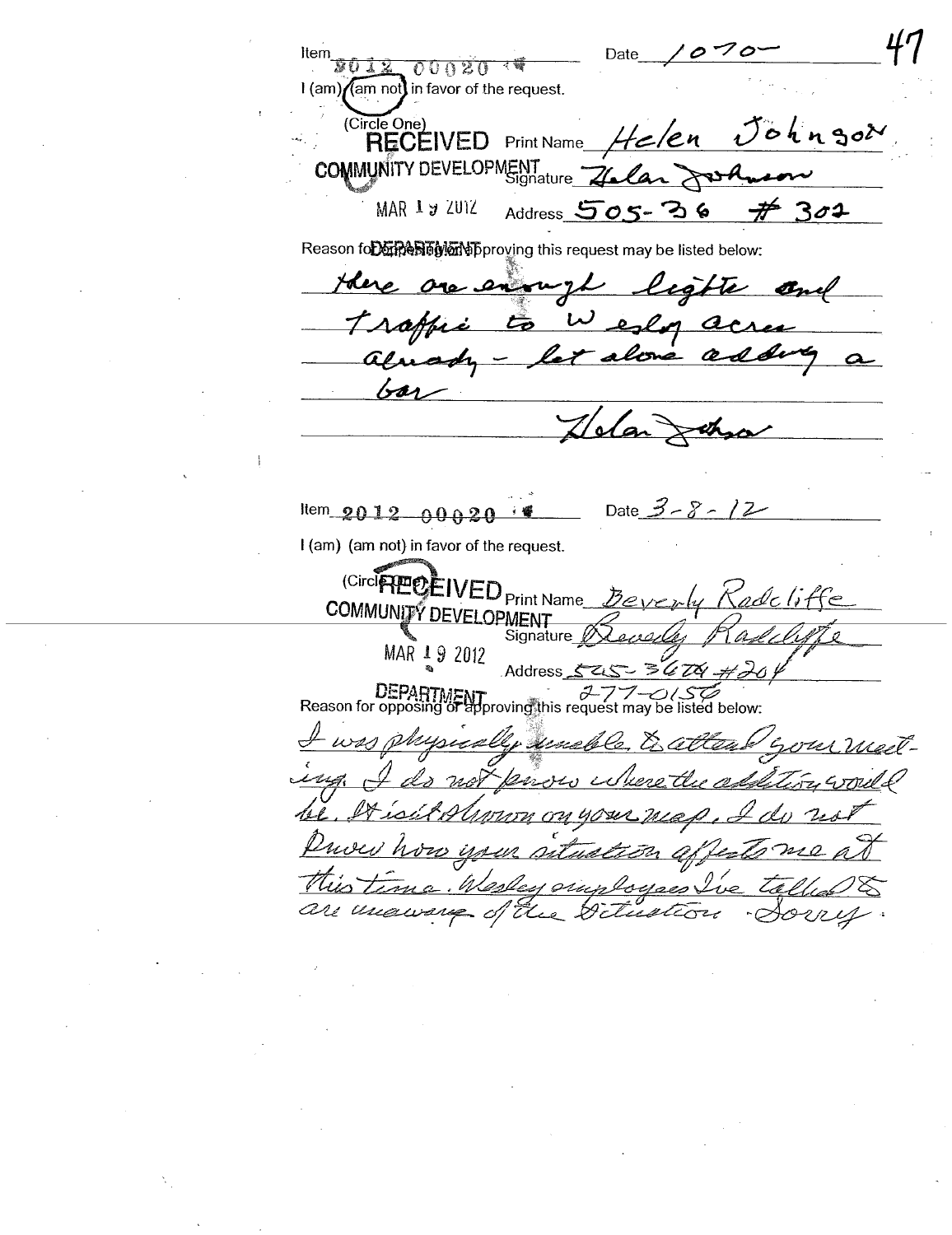Item 2012 00020

Date 10-7-0

I (am) (am not) in favor of the request.

(Circle One)

RECEIVED COMMUNITY DEVELOPMENT MAR 19 2012 DEPARTMENT

Print Name Helen Johnson

Signature Helen Johnson

Address 505-36 #302

Reason for opposing or approving this request may be listed below:

there are enough lights and traffic to Wesley acres already - let alone adding a bar

Helen Johnson

---

Item 2012 00020

Date 3-8-12

I (am) (am not) in favor of the request.

(Circle One)

RECEIVED COMMUNITY DEVELOPMENT MAR 19 2012 DEPARTMENT

Print Name Beverly Radcliffe

Signature Beverly Radcliffe

Address 545-36th #204

277-0156

Reason for opposing or approving this request may be listed below:

I was physically unable to attend your meeting. I do not know where the addition would be. It isn't shown on your map. I do not know how your situation affects me at this time. Wesley employees I've talked to are unaware of the situation. Sorry.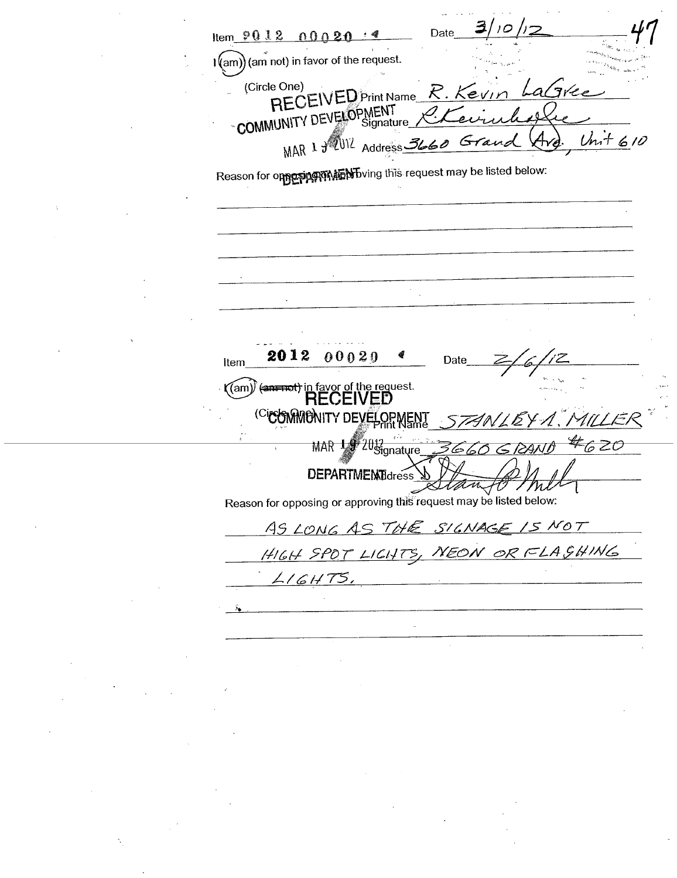Item 2012 00020 4 Date 3/10/12 47

I (am) (am not) in favor of the request.

(Circle One)

RECEIVED COMMUNITY DEVELOPMENT MAR 19 2012 DEPARTMENT

Print Name R. Kevin LaGree

Signature [signature]

Address 3660 Grand Ave, Unit 610

Reason for opposing or approving this request may be listed below:

---

Item 2012 00020 4 Date 2/6/12

I (am) ~~(am not)~~ in favor of the request.

(Circle One)

RECEIVED COMMUNITY DEVELOPMENT MAR 19 2012 DEPARTMENT

Print Name STANLEY A. MILLER

Signature 3660 GRAND #620

Address [signature]

Reason for opposing or approving this request may be listed below:

AS LONG AS THE SIGNAGE IS NOT HIGH SPOT LIGHTS, NEON OR FLASHING LIGHTS.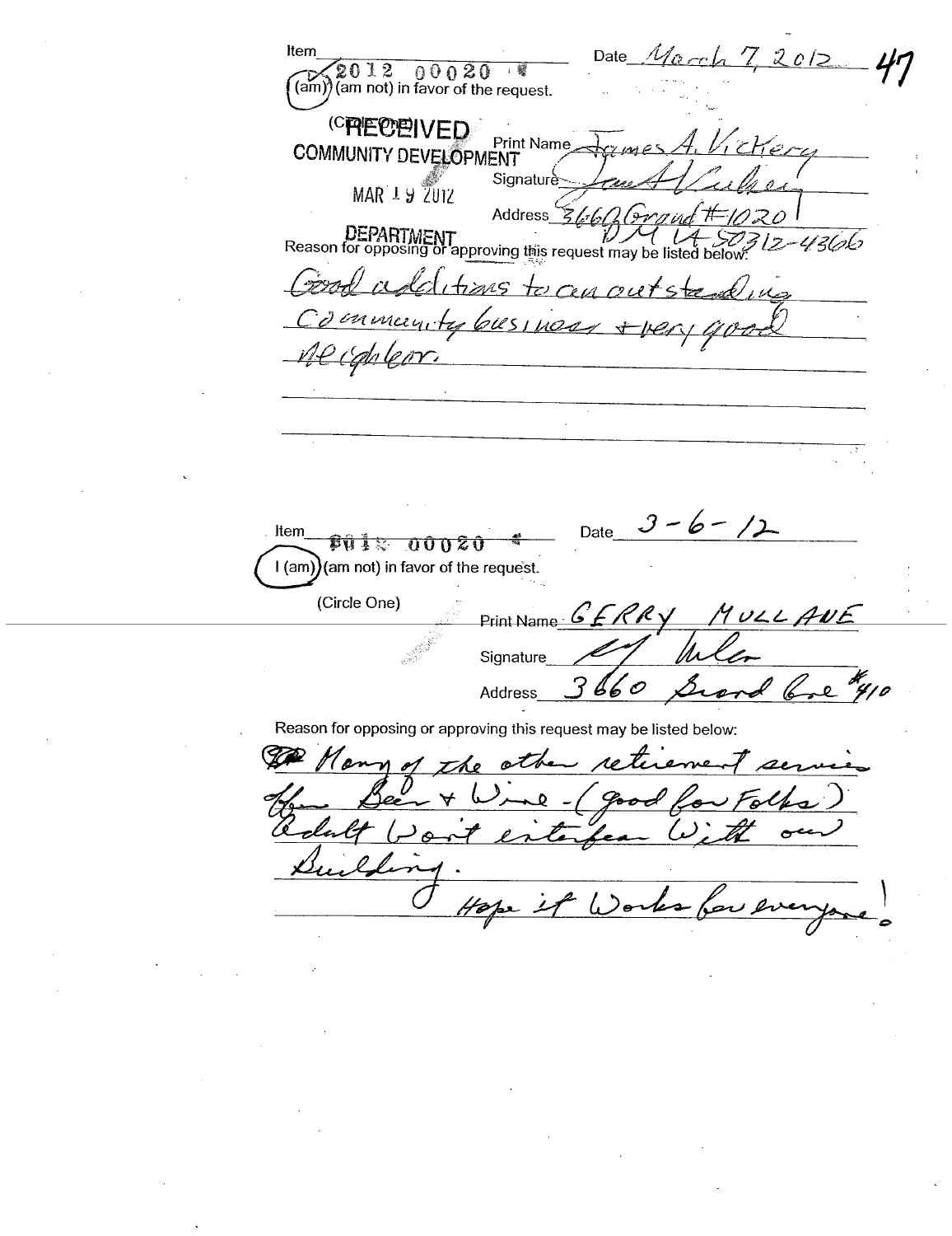Item 2012 00020 Date March 7, 2012 47

(am) (am not) in favor of the request.

(Circle One)

RECEIVED
COMMUNITY DEVELOPMENT
MAR 19 2012
DEPARTMENT

Print Name James A. Vickery

Signature James A Vickery

Address 3660 Grand #1020
DM IA 50312-4366

Reason for opposing or approving this request may be listed below:

Good additions to an outstanding community business + very good neighbor.

---

Item 2012 00020 Date 3-6-12

I (am) (am not) in favor of the request.

(Circle One)

Print Name GERRY MULLANE

Signature

Address 3660 Grand Ave #410

Reason for opposing or approving this request may be listed below:

Many of the other retirement services offer Beer + Wine - (good for Folks) adult Won't interfear With our Building.

Hope it Works for everyone!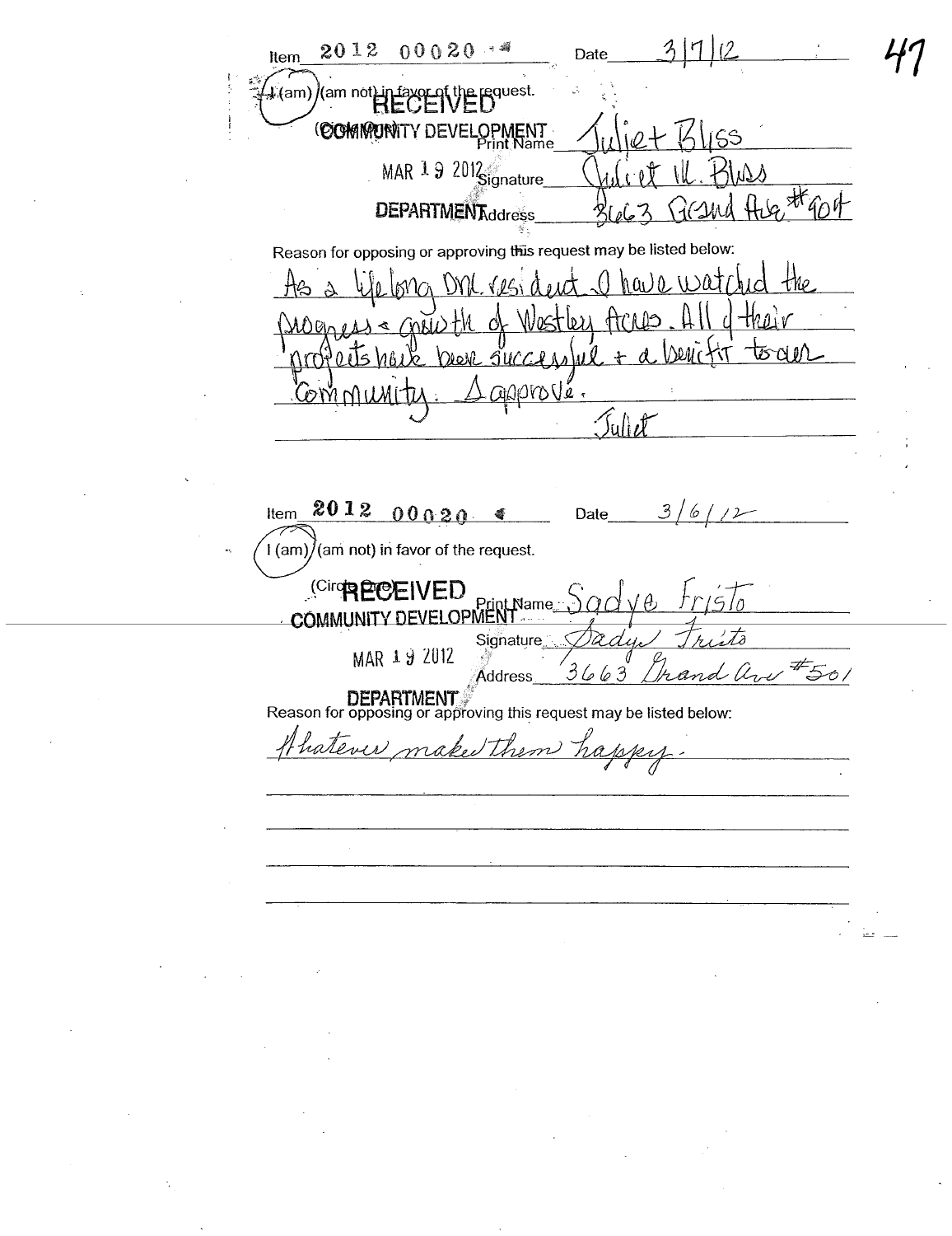Item 2012 00020 Date 3/7/12

I (am) (am not) in favor of the request.

(Circle One)

RECEIVED
COMMUNITY DEVELOPMENT
MAR 19 2012
DEPARTMENT

Print Name Juliet Bliss

Signature Juliet M. Bliss

Address 3663 Grand Ave #904

Reason for opposing or approving this request may be listed below:

As a lifelong OAK. resident I have watched the progress & growth of Westley Acres. All of their projects have been successful + a benefit to our community. I approve.

Juliet

---

Item 2012 00020 Date 3/6/12

I (am) (am not) in favor of the request.

(Circle One)

RECEIVED
COMMUNITY DEVELOPMENT
MAR 19 2012
DEPARTMENT

Print Name Sadye Fristo

Signature Sadye Fristo

Address 3663 Grand Ave #501

Reason for opposing or approving this request may be listed below:

Whatever makes them happy.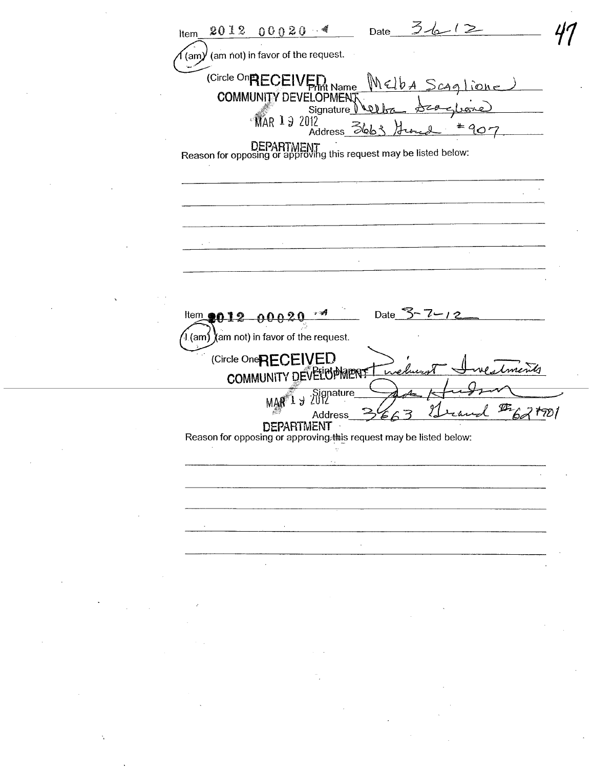Item 2012 00020 Date 3-6-12

I (am) (am not) in favor of the request.

(Circle One) RECEIVED COMMUNITY DEVELOPMENT DEPARTMENT MAR 19 2012

Print Name Melba Scaglione

Signature Melba Scaglione

Address 3663 Grand #907

Reason for opposing or approving this request may be listed below:

---

Item 2012 00020 Date 3-7-12

I (am) (am not) in favor of the request.

(Circle One) RECEIVED COMMUNITY DEVELOPMENT DEPARTMENT MAR 19 2012

Print Name Pinehurst Investments

Signature Jack Hudson

Address 3663 Grand #62 #901

Reason for opposing or approving this request may be listed below: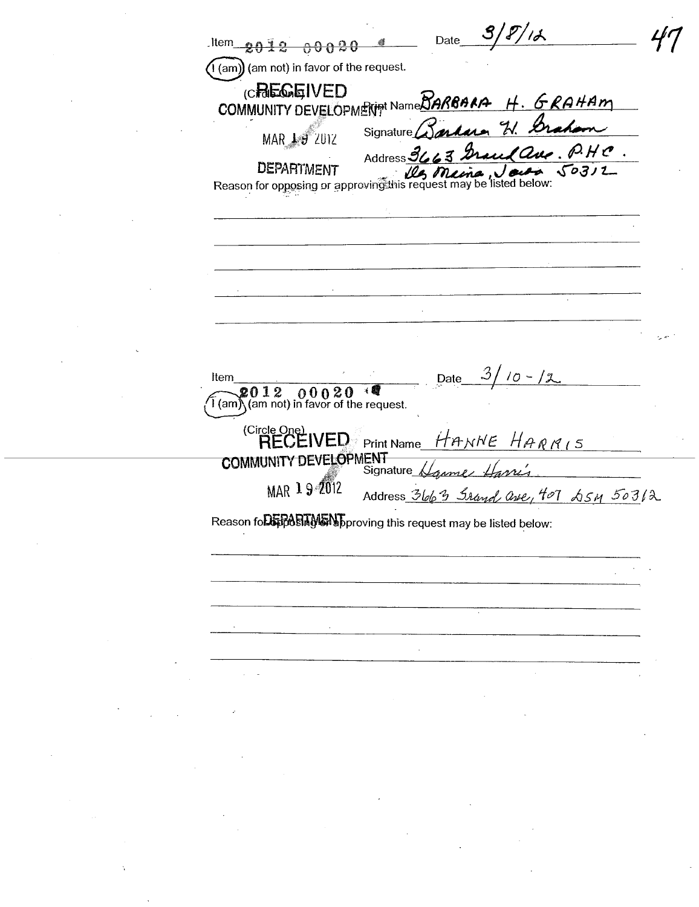Item 2012 00020 Date 3/8/12

47

I (am) (am not) in favor of the request.

(Circle One)

RECEIVED COMMUNITY DEVELOPMENT MAR 19 2012 DEPARTMENT

Print Name BARBARA H. GRAHAM

Signature Barbara H. Graham

Address 3663 Grand Ave. P.H.C. Des Moines, Iowa 50312

Reason for opposing or approving this request may be listed below:

---

Item 2012 00020 Date 3/10-12

I (am) (am not) in favor of the request.

(Circle One)

RECEIVED COMMUNITY DEVELOPMENT MAR 19 2012 DEPARTMENT

Print Name HANNE HARRIS

Signature Hanne Harris

Address 3663 Grand Ave, 407 DSM 50312

Reason for opposing or approving this request may be listed below: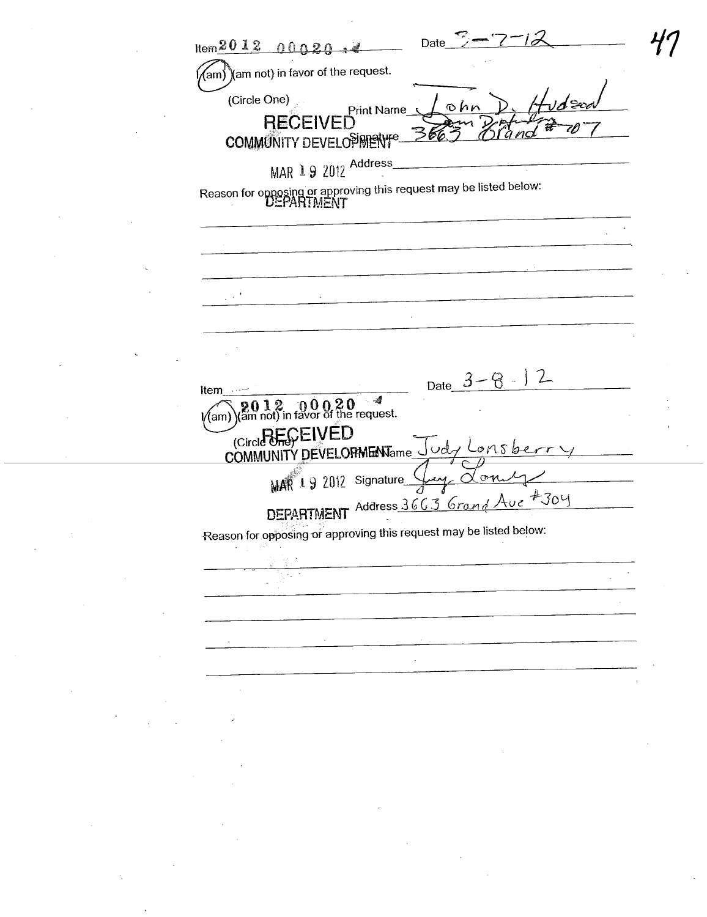Item 2012 00020

Date 3-7-12

I (am) (am not) in favor of the request.

(Circle One)

Print Name John D. Hudson

RECEIVED
COMMUNITY DEVELOPMENT
MAR 19 2012
DEPARTMENT

Signature [signature] 3663 Grand #707

Address

Reason for opposing or approving this request may be listed below:

---

Item 2012 00020

Date 3-8-12

I (am) (am not) in favor of the request.

(Circle One)

RECEIVED
COMMUNITY DEVELOPMENT
MAR 19 2012
DEPARTMENT

Print Name Judy Lonsberry

Signature [signature]

Address 3663 Grand Ave #304

Reason for opposing or approving this request may be listed below: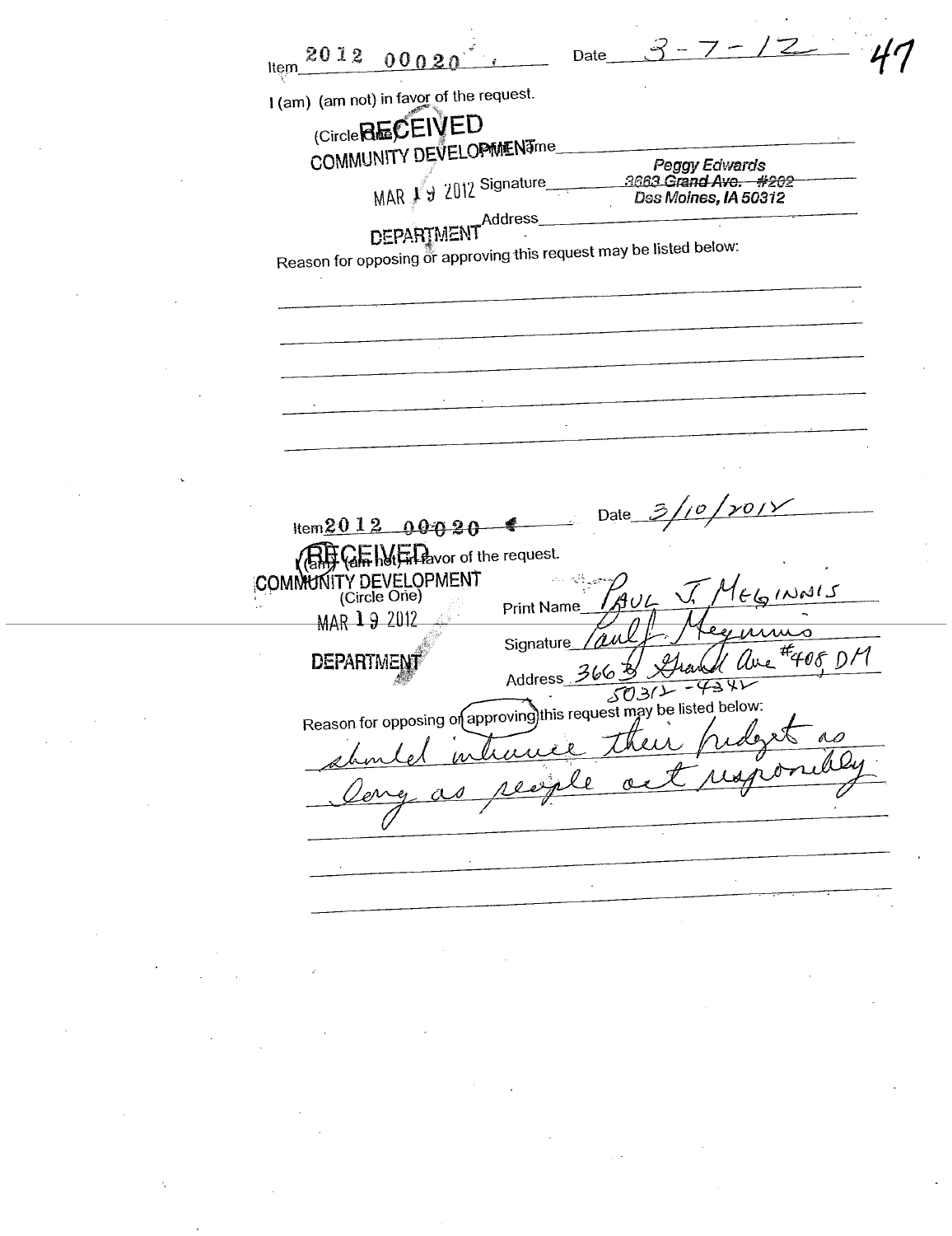Item 2012 00020 Date 3-7-12

47

I (am) (am not) in favor of the request.

(Circle One)

RECEIVED
COMMUNITY DEVELOPMENT
MAR 19 2012
DEPARTMENT

Print Name ____________________

Signature ____________________ *Peggy Edwards, 3663 Grand Ave. #202, Des Moines, IA 50312*

Address ____________________

Reason for opposing or approving this request may be listed below:

---

Item 2012 00020 Date 3/10/2012

I (am) (am not) in favor of the request.

(Circle One)

RECEIVED
COMMUNITY DEVELOPMENT
MAR 19 2012
DEPARTMENT

Print Name PAUL J. MEGINNIS

Signature Paul J. Meginnis

Address 3663 Grand Ave #408, DM 50312-4342

Reason for opposing or (approving) this request may be listed below:

should increase their budget as long as people act responsibly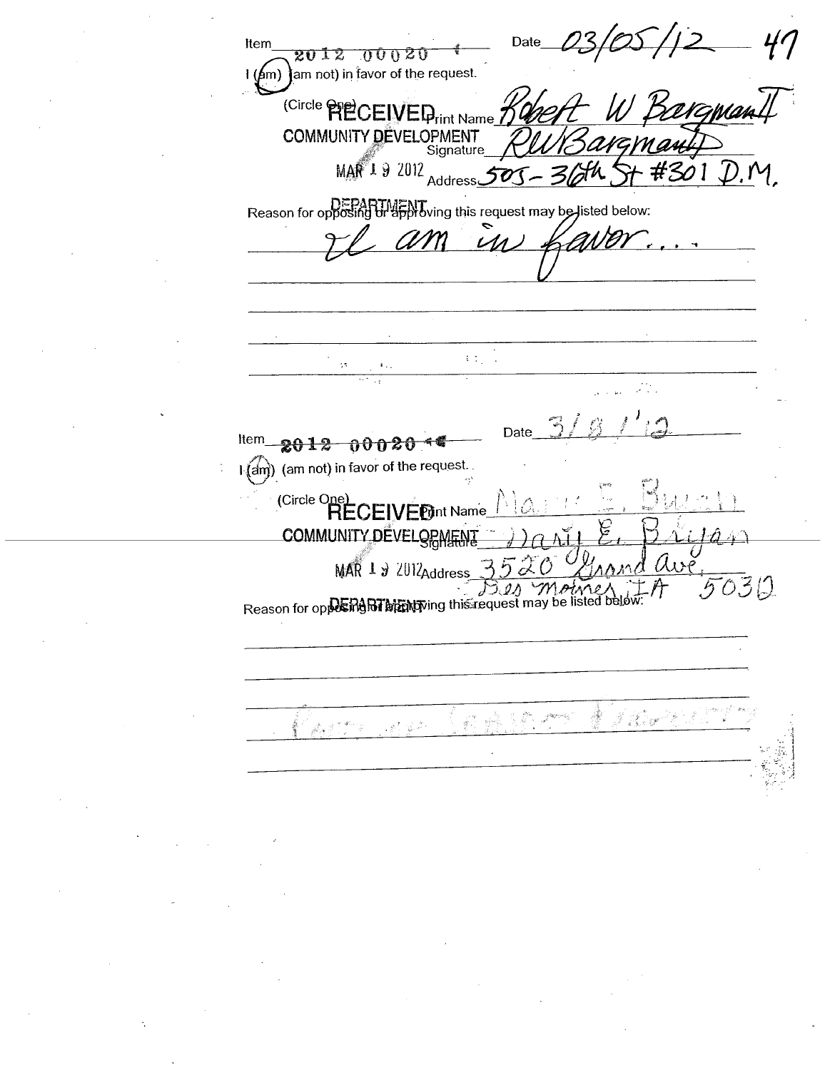Item 2012 00020 Date 03/05/12 47

I (am) (am not) in favor of the request.

(Circle One) RECEIVED COMMUNITY DEVELOPMENT MAR 19 2012 DEPARTMENT

Print Name Robert W Bargman II

Signature RWBargman II

Address 505 - 36th St #301 D.M.

Reason for opposing or approving this request may be listed below:

I am in favor...

---

Item 2012 00020 Date 3/8/'12

I (am) (am not) in favor of the request.

(Circle One) RECEIVED COMMUNITY DEVELOPMENT MAR 19 2012 DEPARTMENT

Print Name Mary E. Bryan

Signature Mary E. Bryan

Address 3520 Grand Ave, Des Moines, IA 50312

Reason for opposing or approving this request may be listed below: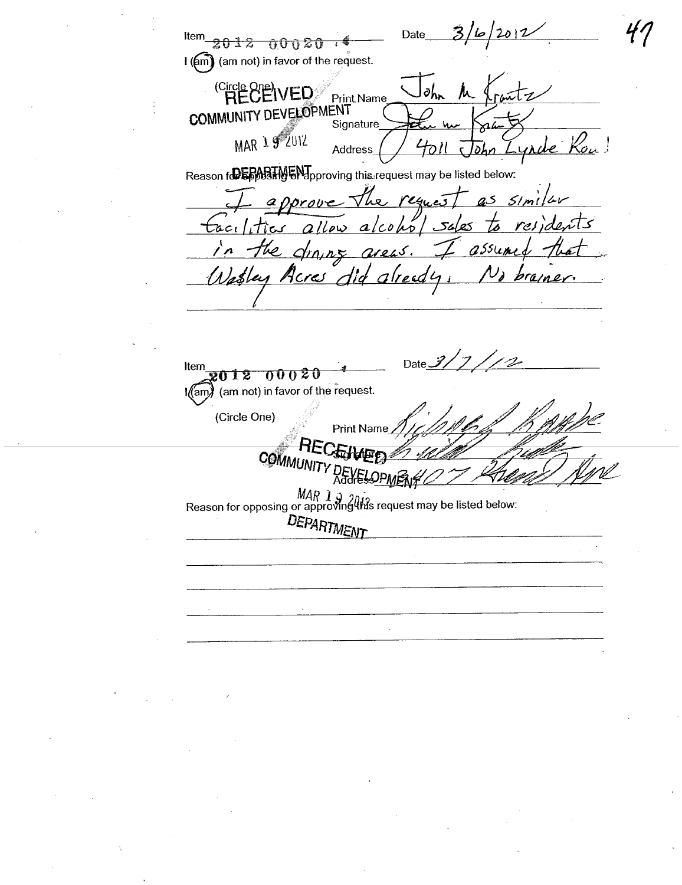Item 2012 00020

Date 3/6/2012

I (am) (am not) in favor of the request.

(Circle One)

RECEIVED
COMMUNITY DEVELOPMENT
MAR 19 2012
DEPARTMENT

Print Name John M Krantz

Signature John M Krantz

Address 4011 John Lynde Rd

Reason for opposing or approving this request may be listed below:

I approve the request as similar facilities allow alcohol sales to residents in the dining areas. I assumed that Wesley Acres did already. No brainer.

---

Item 2012 00020

Date 3/7/12

I (am) (am not) in favor of the request.

(Circle One)

Print Name Richard Kuhl

RECEIVED
COMMUNITY DEVELOPMENT
MAR 19 2012
DEPARTMENT

Signature Richard Kuhl

Address 3407 Fleur Dr

Reason for opposing or approving this request may be listed below: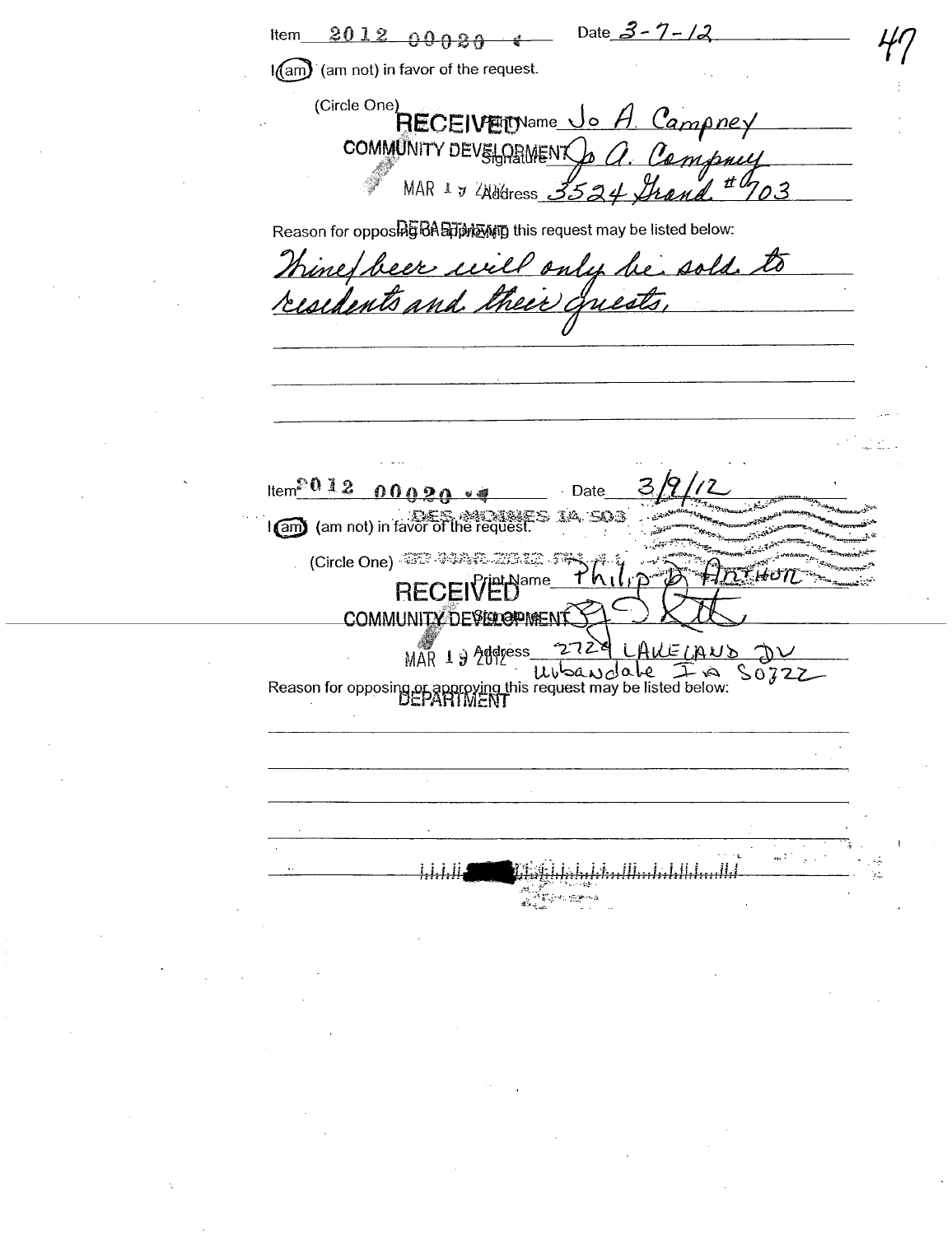Item 2012 00020

Date 3-7-12

I (am) (am not) in favor of the request.

(Circle One)

RECEIVED
COMMUNITY DEVELOPMENT
MAR 1 9 2012
DEPARTMENT

Print Name Jo A. Campney

Signature Jo A. Campney

Address 3524 Grand #703

Reason for opposing or approving this request may be listed below:

Wine/beer will only be sold to residents and their guests.

---

Item 2012 00020

Date 3/9/12

I (am) (am not) in favor of the request.

DES MOINES IA 503

(Circle One)

RECEIVED
COMMUNITY DEVELOPMENT
MAR 1 9 2012
DEPARTMENT

Print Name Philip D. Anthon

Signature

Address 2728 Lakeland Dr
Urbandale IA 50322

Reason for opposing or approving this request may be listed below: